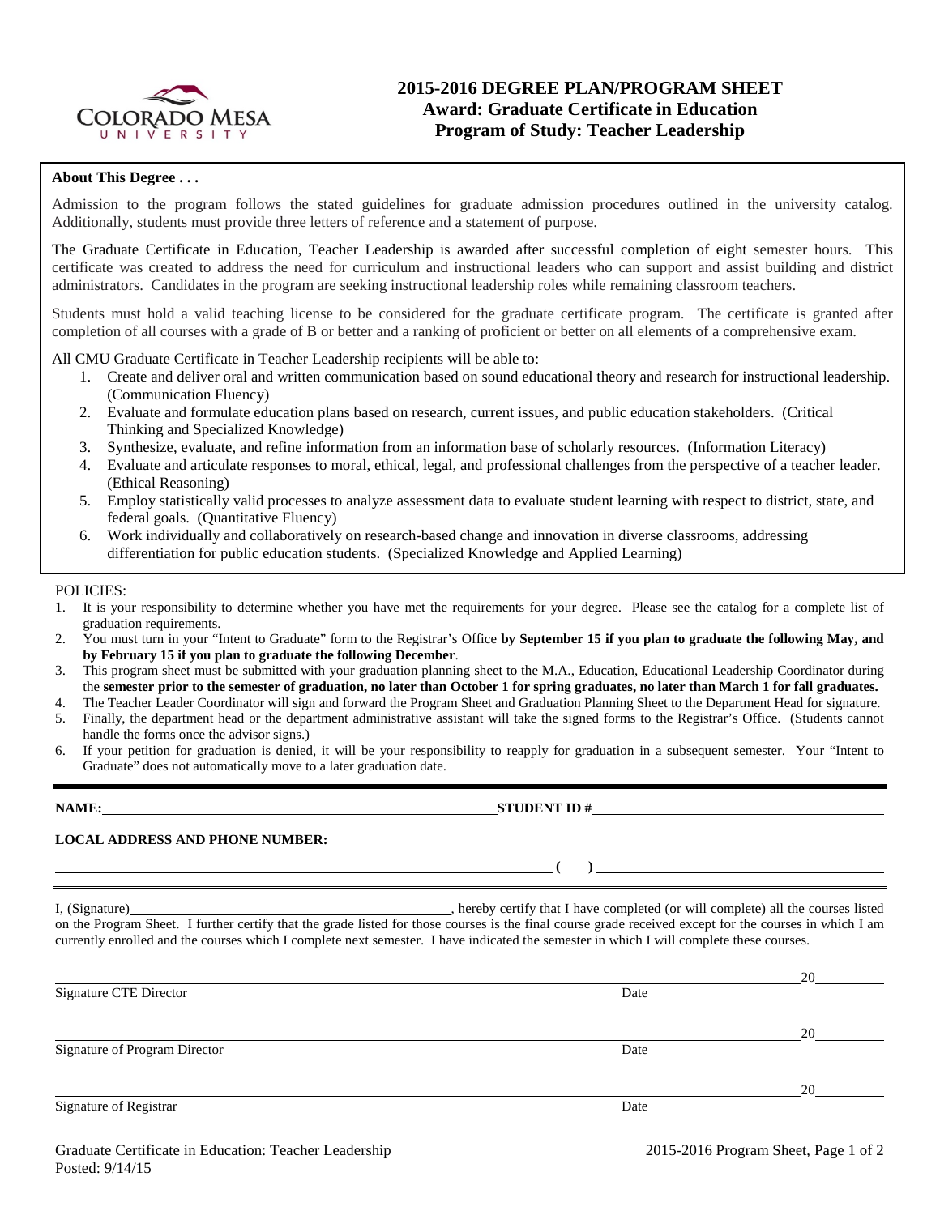# 2015-2016 DEGREE PLAN/PROGRAM SHEET
## Award: Graduate Certificate in Education
## Program of Study: Teacher Leadership

**About This Degree . . .**

Admission to the program follows the stated guidelines for graduate admission procedures outlined in the university catalog. Additionally, students must provide three letters of reference and a statement of purpose.

The Graduate Certificate in Education, Teacher Leadership is awarded after successful completion of eight semester hours. This certificate was created to address the need for curriculum and instructional leaders who can support and assist building and district administrators. Candidates in the program are seeking instructional leadership roles while remaining classroom teachers.

Students must hold a valid teaching license to be considered for the graduate certificate program. The certificate is granted after completion of all courses with a grade of B or better and a ranking of proficient or better on all elements of a comprehensive exam.

All CMU Graduate Certificate in Teacher Leadership recipients will be able to:

1. Create and deliver oral and written communication based on sound educational theory and research for instructional leadership. (Communication Fluency)
2. Evaluate and formulate education plans based on research, current issues, and public education stakeholders. (Critical Thinking and Specialized Knowledge)
3. Synthesize, evaluate, and refine information from an information base of scholarly resources. (Information Literacy)
4. Evaluate and articulate responses to moral, ethical, legal, and professional challenges from the perspective of a teacher leader. (Ethical Reasoning)
5. Employ statistically valid processes to analyze assessment data to evaluate student learning with respect to district, state, and federal goals. (Quantitative Fluency)
6. Work individually and collaboratively on research-based change and innovation in diverse classrooms, addressing differentiation for public education students. (Specialized Knowledge and Applied Learning)

POLICIES:

1. It is your responsibility to determine whether you have met the requirements for your degree. Please see the catalog for a complete list of graduation requirements.
2. You must turn in your "Intent to Graduate" form to the Registrar's Office **by September 15 if you plan to graduate the following May, and by February 15 if you plan to graduate the following December**.
3. This program sheet must be submitted with your graduation planning sheet to the M.A., Education, Educational Leadership Coordinator during the **semester prior to the semester of graduation, no later than October 1 for spring graduates, no later than March 1 for fall graduates.**
4. The Teacher Leader Coordinator will sign and forward the Program Sheet and Graduation Planning Sheet to the Department Head for signature.
5. Finally, the department head or the department administrative assistant will take the signed forms to the Registrar's Office. (Students cannot handle the forms once the advisor signs.)
6. If your petition for graduation is denied, it will be your responsibility to reapply for graduation in a subsequent semester. Your "Intent to Graduate" does not automatically move to a later graduation date.

---

**NAME:** \_\_\_\_\_\_\_\_\_\_\_\_\_\_\_\_\_\_\_\_ **STUDENT ID #** \_\_\_\_\_\_\_\_\_\_\_\_\_\_\_\_\_\_\_\_

**LOCAL ADDRESS AND PHONE NUMBER:** \_\_\_\_\_\_\_\_\_\_\_\_\_\_\_\_\_\_\_\_

\_\_\_\_\_\_\_\_\_\_\_\_\_\_\_\_\_\_\_\_ **( )** \_\_\_\_\_\_\_\_\_\_\_\_\_\_\_\_\_\_\_\_

I, (Signature) \_\_\_\_\_\_\_\_\_\_\_\_\_\_\_\_\_\_\_\_, hereby certify that I have completed (or will complete) all the courses listed on the Program Sheet. I further certify that the grade listed for those courses is the final course grade received except for the courses in which I am currently enrolled and the courses which I complete next semester. I have indicated the semester in which I will complete these courses.

\_\_\_\_\_\_\_\_\_\_\_\_\_\_\_\_\_\_\_\_ 20\_\_\_\_\_\_
Signature CTE Director — Date

\_\_\_\_\_\_\_\_\_\_\_\_\_\_\_\_\_\_\_\_ 20\_\_\_\_\_\_
Signature of Program Director — Date

\_\_\_\_\_\_\_\_\_\_\_\_\_\_\_\_\_\_\_\_ 20\_\_\_\_\_\_
Signature of Registrar — Date

Graduate Certificate in Education: Teacher Leadership
Posted: 9/14/15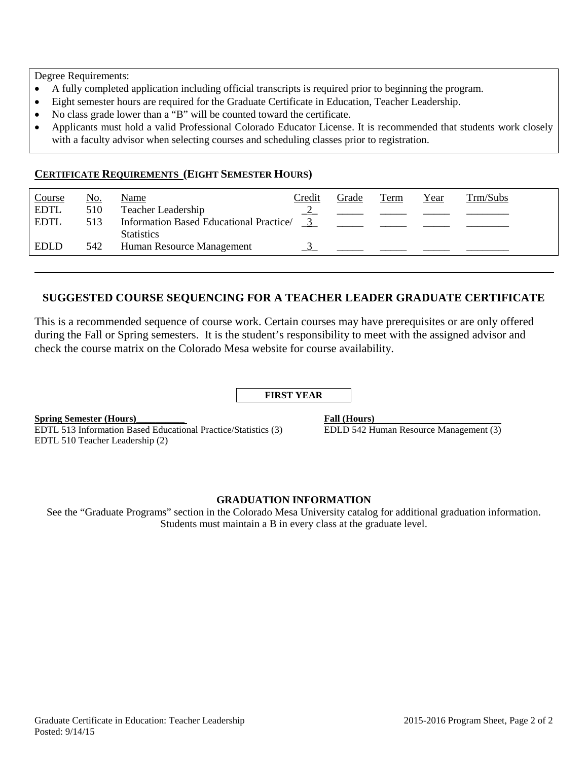Degree Requirements:

- A fully completed application including official transcripts is required prior to beginning the program.
- Eight semester hours are required for the Graduate Certificate in Education, Teacher Leadership.
- No class grade lower than a "B" will be counted toward the certificate.
- Applicants must hold a valid Professional Colorado Educator License. It is recommended that students work closely with a faculty advisor when selecting courses and scheduling classes prior to registration.

## CERTIFICATE REQUIREMENTS (EIGHT SEMESTER HOURS)

| Course | No. | Name | Credit | Grade | Term | Year | Trm/Subs |
|---|---|---|---|---|---|---|---|
| EDTL | 510 | Teacher Leadership | 2 | | | | |
| EDTL | 513 | Information Based Educational Practice/ Statistics | 3 | | | | |
| EDLD | 542 | Human Resource Management | 3 | | | | |

## SUGGESTED COURSE SEQUENCING FOR A TEACHER LEADER GRADUATE CERTIFICATE

This is a recommended sequence of course work. Certain courses may have prerequisites or are only offered during the Fall or Spring semesters. It is the student's responsibility to meet with the assigned advisor and check the course matrix on the Colorado Mesa website for course availability.

### FIRST YEAR

**Spring Semester (Hours)**

EDTL 513 Information Based Educational Practice/Statistics (3)
EDTL 510 Teacher Leadership (2)

**Fall (Hours)**

EDLD 542 Human Resource Management (3)

### GRADUATION INFORMATION

See the "Graduate Programs" section in the Colorado Mesa University catalog for additional graduation information. Students must maintain a B in every class at the graduate level.

Graduate Certificate in Education: Teacher Leadership
Posted: 9/14/15